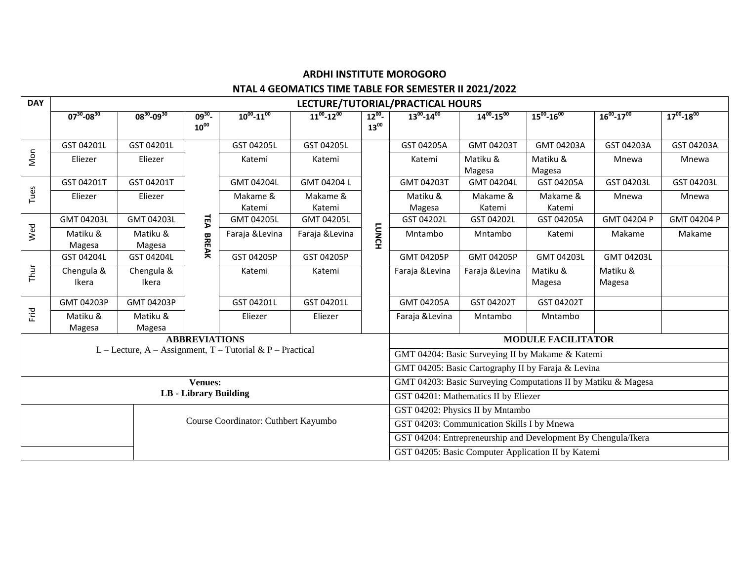# ARDHI INSTITUTE MOROGORO

## NTAL 4 GEOMATICS TIME TABLE FOR SEMESTER II 2021/2022

| DAY | LECTURE/TUTORIAL/PRACTICAL HOURS | | | | | | | | | | |
|---|---|---|---|---|---|---|---|---|---|---|---|
| | $07^{30}$-$08^{30}$ | $08^{30}$-$09^{30}$ | $09^{30}$-$10^{00}$ | $10^{00}$-$11^{00}$ | $11^{00}$-$12^{00}$ | $12^{00}$-$13^{00}$ | $13^{00}$-$14^{00}$ | $14^{00}$-$15^{00}$ | $15^{00}$-$16^{00}$ | $16^{00}$-$17^{00}$ | $17^{00}$-$18^{00}$ |
| Mon | GST 04201L | GST 04201L | TEA BREAK | GST 04205L | GST 04205L | LUNCH | GST 04205A | GMT 04203T | GMT 04203A | GST 04203A | GST 04203A |
| | Eliezer | Eliezer | | Katemi | Katemi | | Katemi | Matiku & Magesa | Matiku & Magesa | Mnewa | Mnewa |
| Tues | GST 04201T | GST 04201T | | GMT 04204L | GMT 04204 L | | GMT 04203T | GMT 04204L | GST 04205A | GST 04203L | GST 04203L |
| | Eliezer | Eliezer | | Makame & Katemi | Makame & Katemi | | Matiku & Magesa | Makame & Katemi | Makame & Katemi | Mnewa | Mnewa |
| Wed | GMT 04203L | GMT 04203L | | GMT 04205L | GMT 04205L | | GST 04202L | GST 04202L | GST 04205A | GMT 04204 P | GMT 04204 P |
| | Matiku & Magesa | Matiku & Magesa | | Faraja &Levina | Faraja &Levina | | Mntambo | Mntambo | Katemi | Makame | Makame |
| Thur | GST 04204L | GST 04204L | | GST 04205P | GST 04205P | | GMT 04205P | GMT 04205P | GMT 04203L | GMT 04203L | |
| | Chengula & Ikera | Chengula & Ikera | | Katemi | Katemi | | Faraja &Levina | Faraja &Levina | Matiku & Magesa | Matiku & Magesa | |
| Frid | GMT 04203P | GMT 04203P | | GST 04201L | GST 04201L | | GMT 04205A | GST 04202T | GST 04202T | | |
| | Matiku & Magesa | Matiku & Magesa | | Eliezer | Eliezer | | Faraja &Levina | Mntambo | Mntambo | | |

**ABBREVIATIONS**

L – Lecture, A – Assignment, T – Tutorial & P – Practical

**Venues:**

**LB - Library Building**

Course Coordinator: Cuthbert Kayumbo

**MODULE FACILITATOR**

- GMT 04204: Basic Surveying II by Makame & Katemi
- GMT 04205: Basic Cartography II by Faraja & Levina
- GMT 04203: Basic Surveying Computations II by Matiku & Magesa
- GST 04201: Mathematics II by Eliezer
- GST 04202: Physics II by Mntambo
- GST 04203: Communication Skills I by Mnewa
- GST 04204: Entrepreneurship and Development By Chengula/Ikera
- GST 04205: Basic Computer Application II by Katemi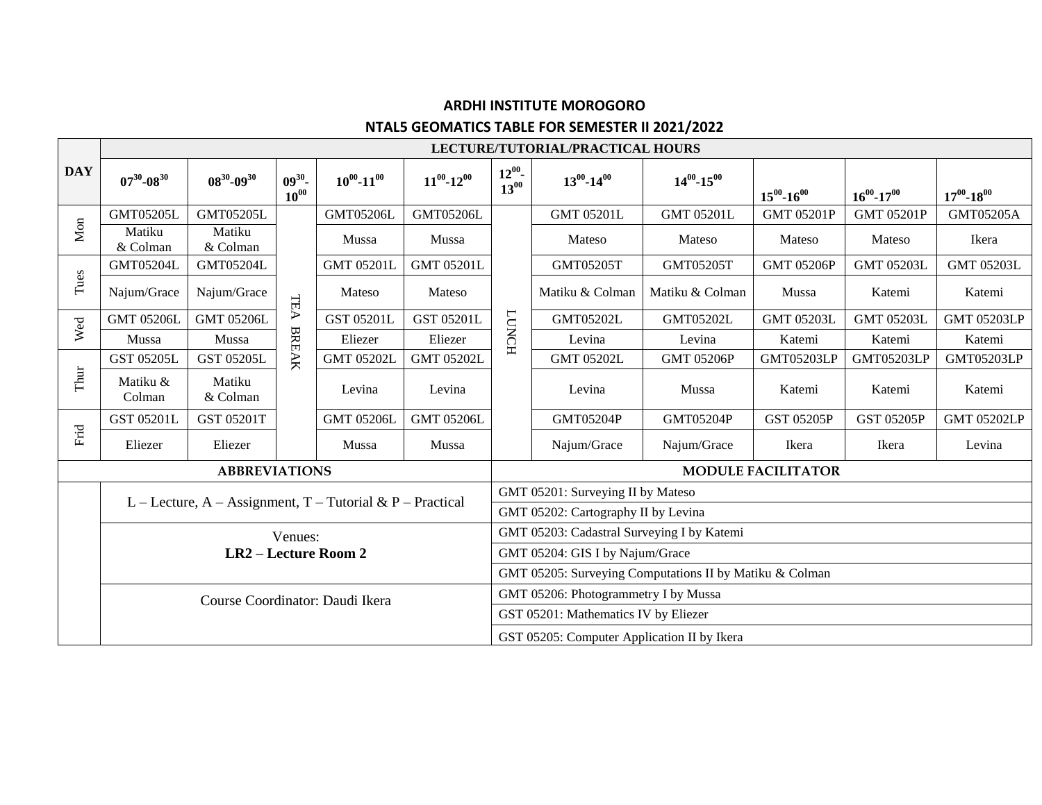**ARDHI INSTITUTE MOROGORO**

**NTAL5 GEOMATICS TABLE FOR SEMESTER II 2021/2022**

| DAY | LECTURE/TUTORIAL/PRACTICAL HOURS | | | | | | | | | | |
|---|---|---|---|---|---|---|---|---|---|---|---|
| | $07^{30}$-$08^{30}$ | $08^{30}$-$09^{30}$ | $09^{30}$-$10^{00}$ | $10^{00}$-$11^{00}$ | $11^{00}$-$12^{00}$ | $12^{00}$-$13^{00}$ | $13^{00}$-$14^{00}$ | $14^{00}$-$15^{00}$ | $15^{00}$-$16^{00}$ | $16^{00}$-$17^{00}$ | $17^{00}$-$18^{00}$ |
| Mon | GMT05205L | GMT05205L | TEA BREAK | GMT05206L | GMT05206L | LUNCH | GMT 05201L | GMT 05201L | GMT 05201P | GMT 05201P | GMT05205A |
| | Matiku & Colman | Matiku & Colman | | Mussa | Mussa | | Mateso | Mateso | Mateso | Mateso | Ikera |
| Tues | GMT05204L | GMT05204L | | GMT 05201L | GMT 05201L | | GMT05205T | GMT05205T | GMT 05206P | GMT 05203L | GMT 05203L |
| | Najum/Grace | Najum/Grace | | Mateso | Mateso | | Matiku & Colman | Matiku & Colman | Mussa | Katemi | Katemi |
| Wed | GMT 05206L | GMT 05206L | | GST 05201L | GST 05201L | | GMT05202L | GMT05202L | GMT 05203L | GMT 05203L | GMT 05203LP |
| | Mussa | Mussa | | Eliezer | Eliezer | | Levina | Levina | Katemi | Katemi | Katemi |
| Thur | GST 05205L | GST 05205L | | GMT 05202L | GMT 05202L | | GMT 05202L | GMT 05206P | GMT05203LP | GMT05203LP | GMT05203LP |
| | Matiku & Colman | Matiku & Colman | | Levina | Levina | | Levina | Mussa | Katemi | Katemi | Katemi |
| Frid | GST 05201L | GST 05201T | | GMT 05206L | GMT 05206L | | GMT05204P | GMT05204P | GST 05205P | GST 05205P | GMT 05202LP |
| | Eliezer | Eliezer | | Mussa | Mussa | | Najum/Grace | Najum/Grace | Ikera | Ikera | Levina |

| ABBREVIATIONS | MODULE FACILITATOR |
|---|---|
| L – Lecture, A – Assignment, T – Tutorial & P – Practical | GMT 05201: Surveying II by Mateso |
| | GMT 05202: Cartography II by Levina |
| Venues: **LR2 – Lecture Room 2** | GMT 05203: Cadastral Surveying I by Katemi |
| | GMT 05204: GIS I by Najum/Grace |
| | GMT 05205: Surveying Computations II by Matiku & Colman |
| Course Coordinator: Daudi Ikera | GMT 05206: Photogrammetry I by Mussa |
| | GST 05201: Mathematics IV by Eliezer |
| | GST 05205: Computer Application II by Ikera |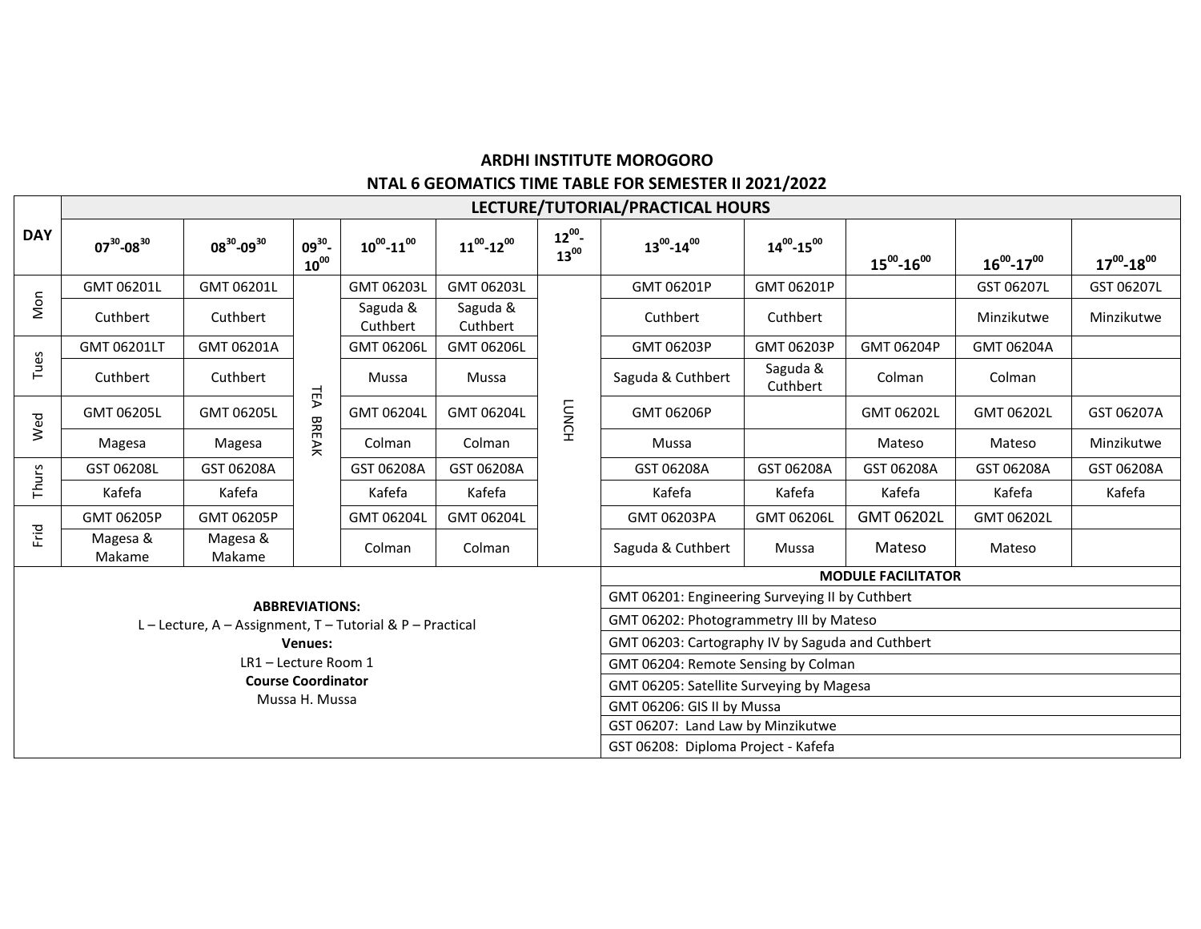## ARDHI INSTITUTE MOROGORO

## NTAL 6 GEOMATICS TIME TABLE FOR SEMESTER II 2021/2022

| DAY | LECTURE/TUTORIAL/PRACTICAL HOURS | | | | | | | | | | |
|---|---|---|---|---|---|---|---|---|---|---|---|
| | $07^{30}$-$08^{30}$ | $08^{30}$-$09^{30}$ | $09^{30}$-$10^{00}$ | $10^{00}$-$11^{00}$ | $11^{00}$-$12^{00}$ | $12^{00}$-$13^{00}$ | $13^{00}$-$14^{00}$ | $14^{00}$-$15^{00}$ | $15^{00}$-$16^{00}$ | $16^{00}$-$17^{00}$ | $17^{00}$-$18^{00}$ |
| Mon | GMT 06201L | GMT 06201L | TEA BREAK | GMT 06203L | GMT 06203L | LUNCH | GMT 06201P | GMT 06201P | | GST 06207L | GST 06207L |
| | Cuthbert | Cuthbert | | Saguda & Cuthbert | Saguda & Cuthbert | | Cuthbert | Cuthbert | | Minzikutwe | Minzikutwe |
| Tues | GMT 06201LT | GMT 06201A | | GMT 06206L | GMT 06206L | | GMT 06203P | GMT 06203P | GMT 06204P | GMT 06204A | |
| | Cuthbert | Cuthbert | | Mussa | Mussa | | Saguda & Cuthbert | Saguda & Cuthbert | Colman | Colman | |
| Wed | GMT 06205L | GMT 06205L | | GMT 06204L | GMT 06204L | | GMT 06206P | | GMT 06202L | GMT 06202L | GST 06207A |
| | Magesa | Magesa | | Colman | Colman | | Mussa | | Mateso | Mateso | Minzikutwe |
| Thurs | GST 06208L | GST 06208A | | GST 06208A | GST 06208A | | GST 06208A | GST 06208A | GST 06208A | GST 06208A | GST 06208A |
| | Kafefa | Kafefa | | Kafefa | Kafefa | | Kafefa | Kafefa | Kafefa | Kafefa | Kafefa |
| Frid | GMT 06205P | GMT 06205P | | GMT 06204L | GMT 06204L | | GMT 06203PA | GMT 06206L | GMT 06202L | GMT 06202L | |
| | Magesa & Makame | Magesa & Makame | | Colman | Colman | | Saguda & Cuthbert | Mussa | Mateso | Mateso | |

**ABBREVIATIONS:**
L – Lecture, A – Assignment, T – Tutorial & P – Practical

**Venues:**
LR1 – Lecture Room 1

**Course Coordinator**
Mussa H. Mussa

| MODULE FACILITATOR |
|---|
| GMT 06201: Engineering Surveying II by Cuthbert |
| GMT 06202: Photogrammetry III by Mateso |
| GMT 06203: Cartography IV by Saguda and Cuthbert |
| GMT 06204: Remote Sensing by Colman |
| GMT 06205: Satellite Surveying by Magesa |
| GMT 06206: GIS II by Mussa |
| GST 06207: Land Law by Minzikutwe |
| GST 06208: Diploma Project - Kafefa |